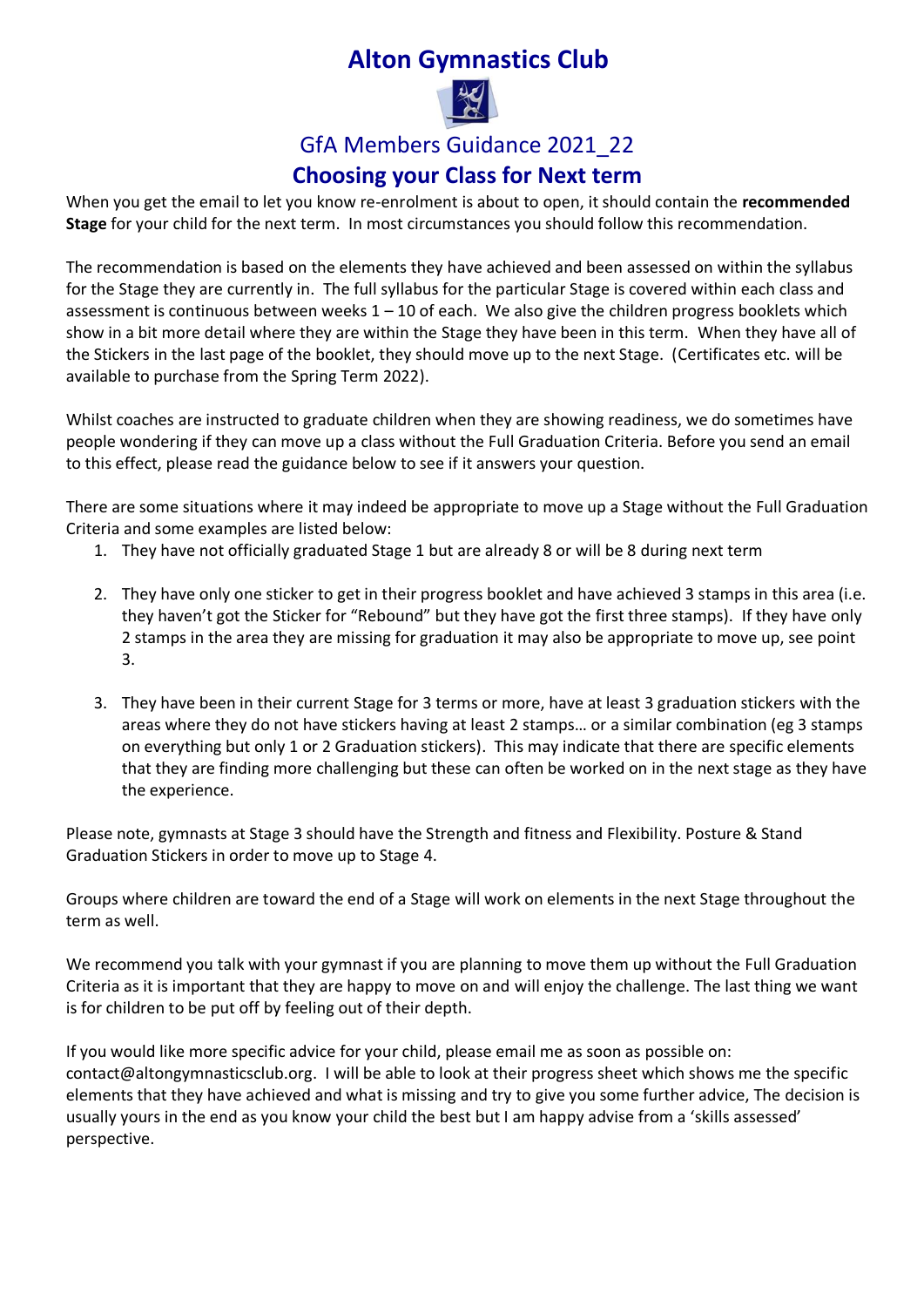# Alton Gymnastics Club

## GfA Members Guidance 2021_22

## Choosing your Class for Next term

When you get the email to let you know re-enrolment is about to open, it should contain the **recommended Stage** for your child for the next term. In most circumstances you should follow this recommendation.

The recommendation is based on the elements they have achieved and been assessed on within the syllabus for the Stage they are currently in. The full syllabus for the particular Stage is covered within each class and assessment is continuous between weeks 1 – 10 of each. We also give the children progress booklets which show in a bit more detail where they are within the Stage they have been in this term. When they have all of the Stickers in the last page of the booklet, they should move up to the next Stage. (Certificates etc. will be available to purchase from the Spring Term 2022).

Whilst coaches are instructed to graduate children when they are showing readiness, we do sometimes have people wondering if they can move up a class without the Full Graduation Criteria. Before you send an email to this effect, please read the guidance below to see if it answers your question.

There are some situations where it may indeed be appropriate to move up a Stage without the Full Graduation Criteria and some examples are listed below:

1. They have not officially graduated Stage 1 but are already 8 or will be 8 during next term

2. They have only one sticker to get in their progress booklet and have achieved 3 stamps in this area (i.e. they haven't got the Sticker for "Rebound" but they have got the first three stamps). If they have only 2 stamps in the area they are missing for graduation it may also be appropriate to move up, see point 3.

3. They have been in their current Stage for 3 terms or more, have at least 3 graduation stickers with the areas where they do not have stickers having at least 2 stamps… or a similar combination (eg 3 stamps on everything but only 1 or 2 Graduation stickers). This may indicate that there are specific elements that they are finding more challenging but these can often be worked on in the next stage as they have the experience.

Please note, gymnasts at Stage 3 should have the Strength and fitness and Flexibility. Posture & Stand Graduation Stickers in order to move up to Stage 4.

Groups where children are toward the end of a Stage will work on elements in the next Stage throughout the term as well.

We recommend you talk with your gymnast if you are planning to move them up without the Full Graduation Criteria as it is important that they are happy to move on and will enjoy the challenge. The last thing we want is for children to be put off by feeling out of their depth.

If you would like more specific advice for your child, please email me as soon as possible on: contact@altongymnasticsclub.org. I will be able to look at their progress sheet which shows me the specific elements that they have achieved and what is missing and try to give you some further advice, The decision is usually yours in the end as you know your child the best but I am happy advise from a 'skills assessed' perspective.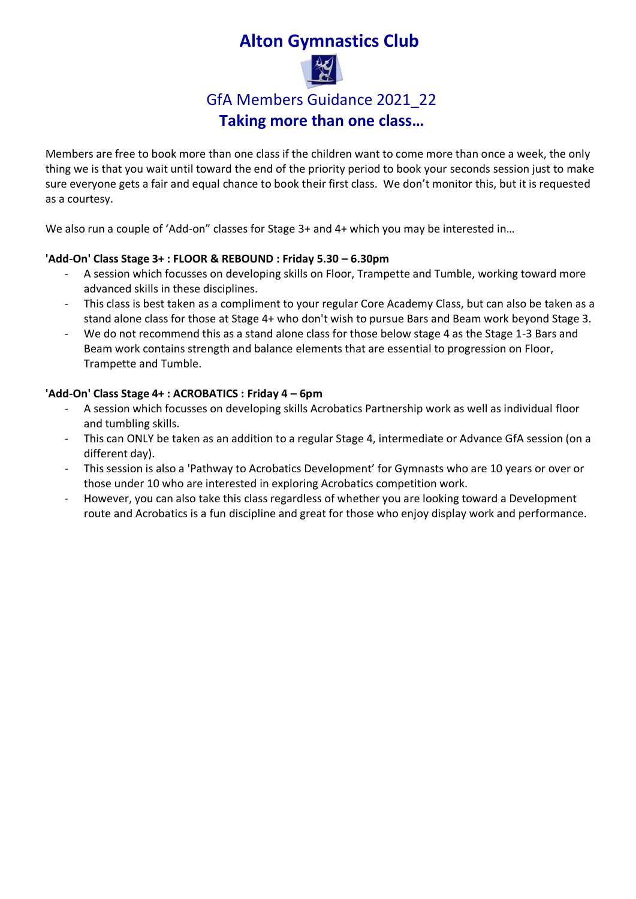# Alton Gymnastics Club

## GfA Members Guidance 2021_22

## Taking more than one class…

Members are free to book more than one class if the children want to come more than once a week, the only thing we is that you wait until toward the end of the priority period to book your seconds session just to make sure everyone gets a fair and equal chance to book their first class. We don't monitor this, but it is requested as a courtesy.

We also run a couple of 'Add-on" classes for Stage 3+ and 4+ which you may be interested in…

**'Add-On' Class Stage 3+ : FLOOR & REBOUND : Friday 5.30 – 6.30pm**

- A session which focusses on developing skills on Floor, Trampette and Tumble, working toward more advanced skills in these disciplines.
- This class is best taken as a compliment to your regular Core Academy Class, but can also be taken as a stand alone class for those at Stage 4+ who don't wish to pursue Bars and Beam work beyond Stage 3.
- We do not recommend this as a stand alone class for those below stage 4 as the Stage 1-3 Bars and Beam work contains strength and balance elements that are essential to progression on Floor, Trampette and Tumble.

**'Add-On' Class Stage 4+ : ACROBATICS : Friday 4 – 6pm**

- A session which focusses on developing skills Acrobatics Partnership work as well as individual floor and tumbling skills.
- This can ONLY be taken as an addition to a regular Stage 4, intermediate or Advance GfA session (on a different day).
- This session is also a 'Pathway to Acrobatics Development' for Gymnasts who are 10 years or over or those under 10 who are interested in exploring Acrobatics competition work.
- However, you can also take this class regardless of whether you are looking toward a Development route and Acrobatics is a fun discipline and great for those who enjoy display work and performance.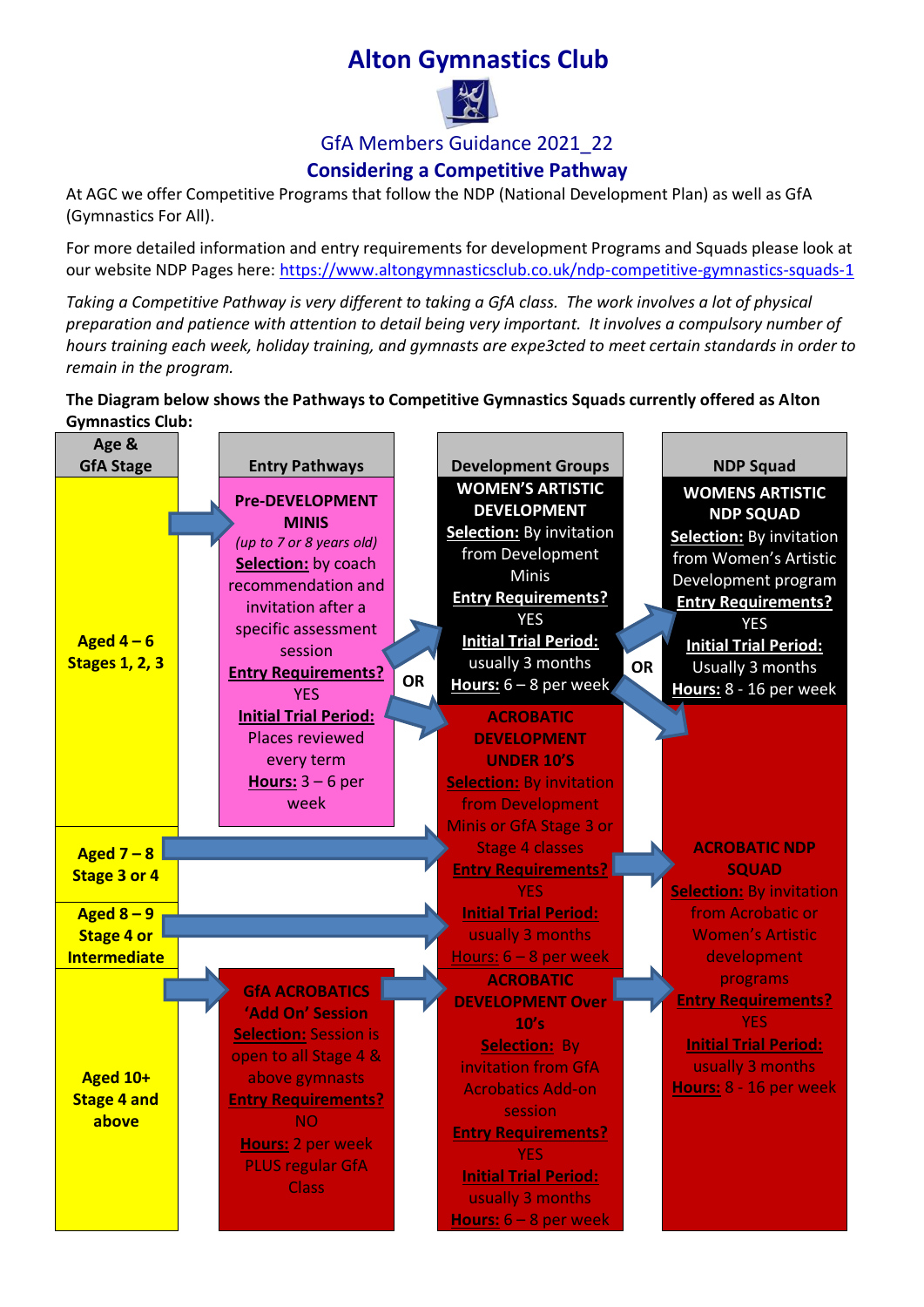# Alton Gymnastics Club

GfA Members Guidance 2021_22

## Considering a Competitive Pathway

At AGC we offer Competitive Programs that follow the NDP (National Development Plan) as well as GfA (Gymnastics For All).

For more detailed information and entry requirements for development Programs and Squads please look at our website NDP Pages here: https://www.altongymnasticsclub.co.uk/ndp-competitive-gymnastics-squads-1

*Taking a Competitive Pathway is very different to taking a GfA class. The work involves a lot of physical preparation and patience with attention to detail being very important. It involves a compulsory number of hours training each week, holiday training, and gymnasts are expe3cted to meet certain standards in order to remain in the program.*

**The Diagram below shows the Pathways to Competitive Gymnastics Squads currently offered as Alton Gymnastics Club:**

**Age & GfA Stage**

**Aged 4 – 6 Stages 1, 2, 3**

**Aged 7 – 8 Stage 3 or 4**

**Aged 8 – 9 Stage 4 or Intermediate**

**Aged 10+ Stage 4 and above**

**Entry Pathways**

**Pre-DEVELOPMENT MINIS**
*(up to 7 or 8 years old)*
**Selection:** by coach recommendation and invitation after a specific assessment session
**Entry Requirements?** YES
**Initial Trial Period:** Places reviewed every term
**Hours:** 3 – 6 per week

**GfA ACROBATICS 'Add On' Session**
**Selection:** Session is open to all Stage 4 & above gymnasts
**Entry Requirements?** NO
**Hours:** 2 per week PLUS regular GfA Class

**Development Groups**

**WOMEN'S ARTISTIC DEVELOPMENT**
**Selection:** By invitation from Development Minis
**Entry Requirements?** YES
**Initial Trial Period:** usually 3 months
**Hours:** 6 – 8 per week

OR

**ACROBATIC DEVELOPMENT UNDER 10'S**
**Selection:** By invitation from Development Minis or GfA Stage 3 or Stage 4 classes
**Entry Requirements?** YES
**Initial Trial Period:** usually 3 months
**Hours:** 6 – 8 per week

**ACROBATIC DEVELOPMENT Over 10's**
**Selection:** By invitation from GfA Acrobatics Add-on session
**Entry Requirements?** YES
**Initial Trial Period:** usually 3 months
**Hours:** 6 – 8 per week

**NDP Squad**

**WOMENS ARTISTIC NDP SQUAD**
**Selection:** By invitation from Women's Artistic Development program
**Entry Requirements?** YES
**Initial Trial Period:** Usually 3 months
**Hours:** 8 - 16 per week

OR

**ACROBATIC NDP SQUAD**
**Selection:** By invitation from Acrobatic or Women's Artistic development programs
**Entry Requirements?** YES
**Initial Trial Period:** usually 3 months
**Hours:** 8 - 16 per week